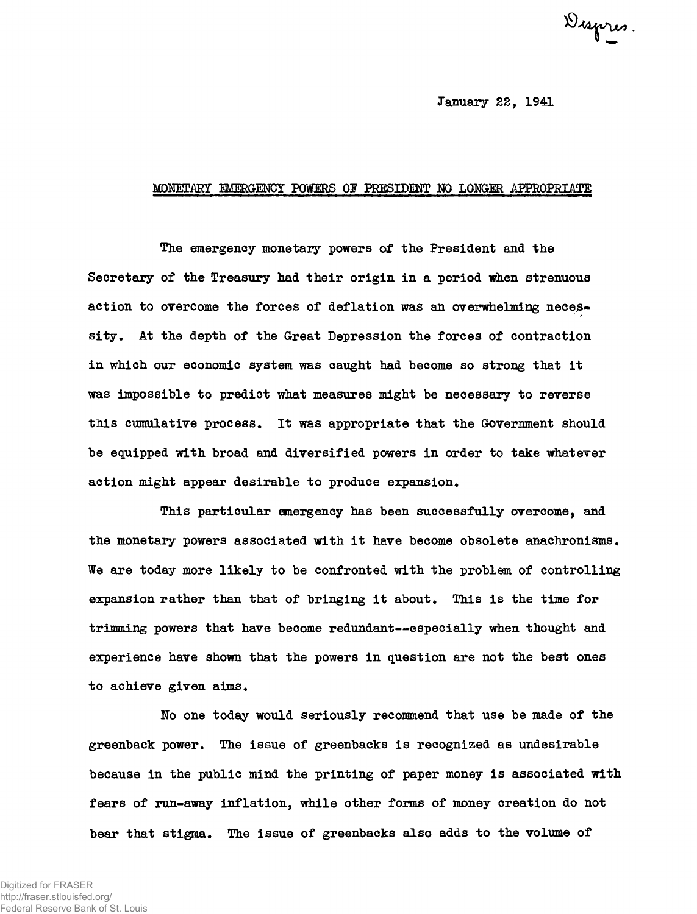Despres.

January 22, 1941

MONETARY EMERGENCY POWERS OF PRESIDENT NO LONGER APPROPRIATE

The emergency monetary powers of the President and the Secretary of the Treasury had their origin in a period when strenuous action to overcome the forces of deflation was an overwhelming necessity. At the depth of the Great Depression the forces of contraction in which our economic system was caught had become so strong that it was impossible to predict what measures might be necessary to reverse this cumulative process. It was appropriate that the Government should be equipped with broad and diversified powers in order to take whatever action might appear desirable to produce expansion.

This particular emergency has been successfully overcome, and the monetary powers associated with it have become obsolete anachronisms. We are today more likely to be confronted with the problem of controlling expansion rather than that of bringing it about. This is the time for trimming powers that have become redundant--especially when thought and experience have shown that the powers in question are not the best ones to achieve given aims.

No one today would seriously recommend that use be made of the greenback power. The issue of greenbacks is recognized as undesirable because in the public mind the printing of paper money is associated with fears of run-away inflation, while other forms of money creation do not bear that stigma. The issue of greenbacks also adds to the volume of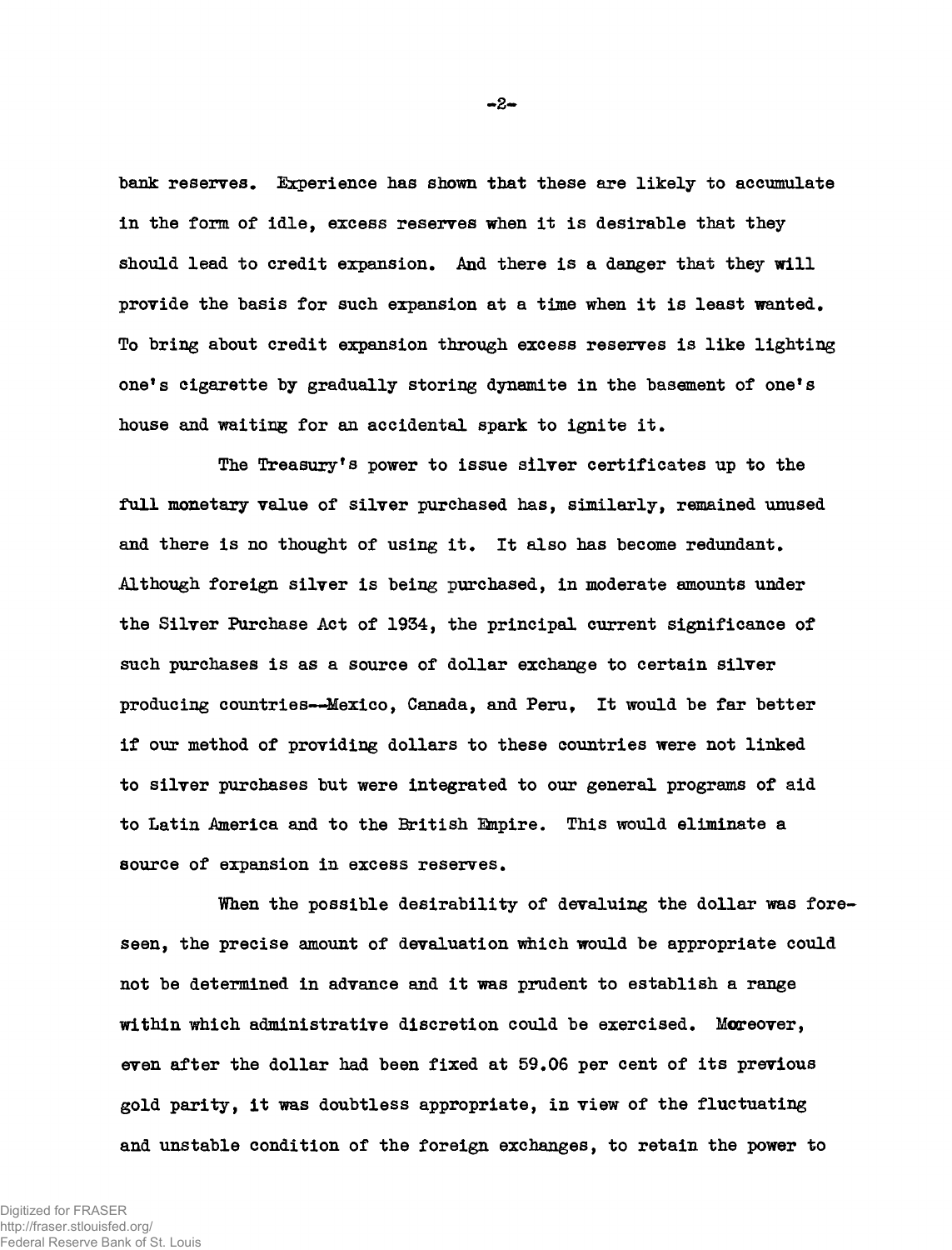bank reserves. Experience has shown that these are likely to accumulate in the form of idle, excess reserves when it is desirable that they should lead to credit expansion. And there is a danger that they will provide the basis for such expansion at a time when it is least wanted. To bring about credit expansion through excess reserves is like lighting one's cigarette by gradually storing dynamite in the basement of one's house and waiting for an accidental spark to ignite it.

The Treasury's power to issue silver certificates up to the full monetary value of silver purchased has, similarly, remained unused and there is no thought of using it. It also has become redundant. Although foreign silver is being purchased, in moderate amounts under the Silver Purchase Act of 1934, the principal current significance of such purchases is as a source of dollar exchange to certain silver producing countries--Mexico, Canada, and Peru. It would be far better if our method of providing dollars to these countries were not linked to silver purchases but were integrated to our general programs of aid to Latin America and to the British Empire. This would eliminate a source of expansion in excess reserves.

When the possible desirability of devaluing the dollar was foreseen, the precise amount of devaluation which would be appropriate could not be determined in advance and it was prudent to establish a range within which administrative discretion could be exercised. Moreover, even after the dollar had been fixed at 59.06 per cent of its previous gold parity, it was doubtless appropriate, in view of the fluctuating and unstable condition of the foreign exchanges, to retain the power to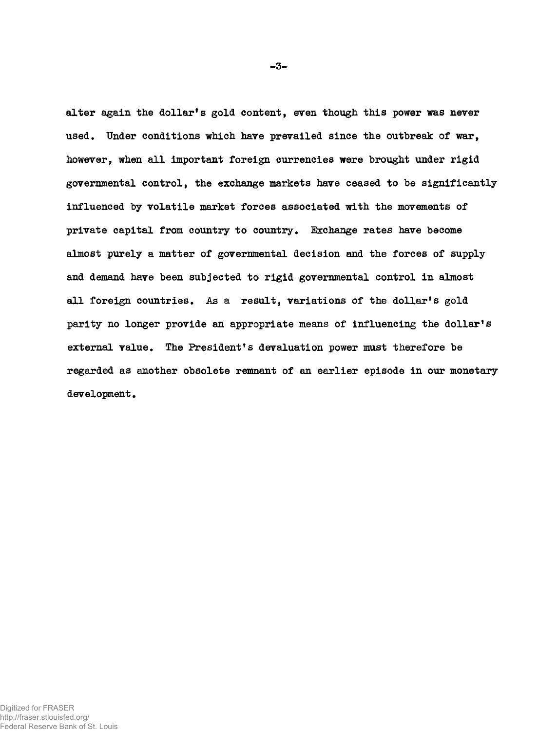alter again the dollar's gold content, even though this power was never used. Under conditions which have prevailed since the outbreak of war, however, when all important foreign currencies were brought under rigid governmental control, the exchange markets have ceased to be significantly influenced by volatile market forces associated with the movements of private capital from country to country. Exchange rates have become almost purely a matter of governmental decision and the forces of supply and demand have been subjected to rigid governmental control in almost all foreign countries. As a result, variations of the dollar's gold parity no longer provide an appropriate means of influencing the dollar's external value. The President's devaluation power must therefore be regarded as another obsolete remnant of an earlier episode in our monetary development.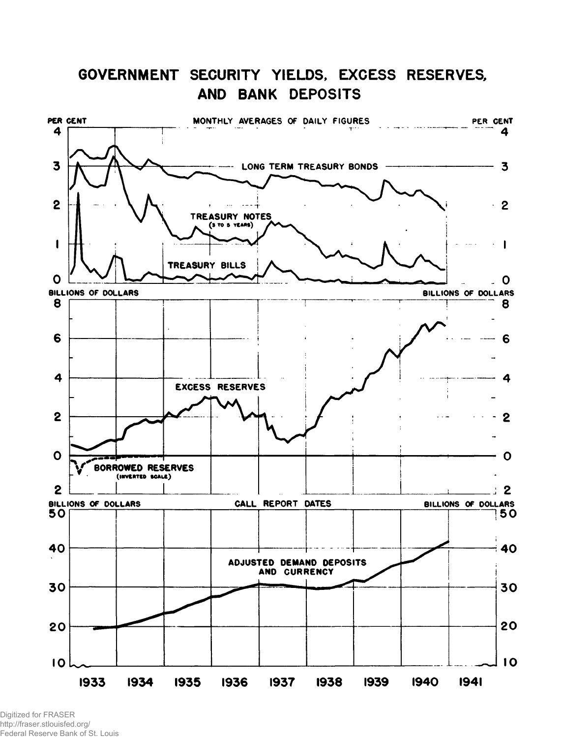# GOVERNMENT SECURITY YIELDS, EXCESS RESERVES, AND BANK DEPOSITS

PER CENT

MONTHLY AVERAGES OF DAILY FIGURES

PER CENT

4 3 2 1 0

LONG TERM TREASURY BONDS

TREASURY NOTES (3 TO 5 YEARS)

TREASURY BILLS

BILLIONS OF DOLLARS

BILLIONS OF DOLLARS

8 6 4 2 0 2

EXCESS RESERVES

BORROWED RESERVES (INVERTED SCALE)

BILLIONS OF DOLLARS

CALL REPORT DATES

BILLIONS OF DOLLARS

50 40 30 20 10

ADJUSTED DEMAND DEPOSITS AND CURRENCY

1933 1934 1935 1936 1937 1938 1939 1940 1941